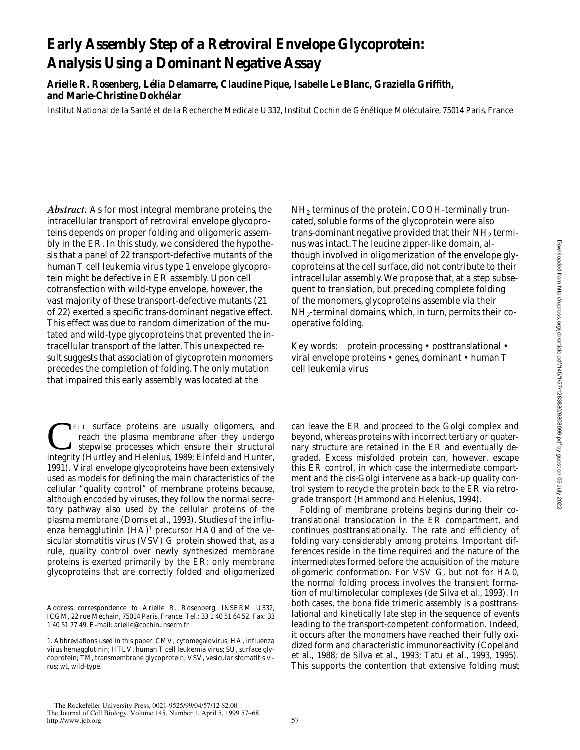# Early Assembly Step of a Retroviral Envelope Glycoprotein: Analysis Using a Dominant Negative Assay

**Arielle R. Rosenberg, Lélia Delamarre, Claudine Pique, Isabelle Le Blanc, Graziella Griffith, and Marie-Christine Dokhélar**

Institut National de la Santé et de la Recherche Medicale U332, Institut Cochin de Génétique Moléculaire, 75014 Paris, France

***Abstract.*** As for most integral membrane proteins, the intracellular transport of retroviral envelope glycoproteins depends on proper folding and oligomeric assembly in the ER. In this study, we considered the hypothesis that a panel of 22 transport-defective mutants of the human T cell leukemia virus type 1 envelope glycoprotein might be defective in ER assembly. Upon cell cotransfection with wild-type envelope, however, the vast majority of these transport-defective mutants (21 of 22) exerted a specific trans-dominant negative effect. This effect was due to random dimerization of the mutated and wild-type glycoproteins that prevented the intracellular transport of the latter. This unexpected result suggests that association of glycoprotein monomers precedes the completion of folding. The only mutation that impaired this early assembly was located at the $NH_2$ terminus of the protein. COOH-terminally truncated, soluble forms of the glycoprotein were also trans-dominant negative provided that their $NH_2$ terminus was intact. The leucine zipper-like domain, although involved in oligomerization of the envelope glycoproteins at the cell surface, did not contribute to their intracellular assembly. We propose that, at a step subsequent to translation, but preceding complete folding of the monomers, glycoproteins assemble via their $NH_2$-terminal domains, which, in turn, permits their cooperative folding.

Key words: protein processing • posttranslational • viral envelope proteins • genes, dominant • human T cell leukemia virus

Cell surface proteins are usually oligomers, and reach the plasma membrane after they undergo stepwise processes which ensure their structural integrity (Hurtley and Helenius, 1989; Einfeld and Hunter, 1991). Viral envelope glycoproteins have been extensively used as models for defining the main characteristics of the cellular "quality control" of membrane proteins because, although encoded by viruses, they follow the normal secretory pathway also used by the cellular proteins of the plasma membrane (Doms et al., 1993). Studies of the influenza hemagglutinin (HA)[1] precursor HA0 and of the vesicular stomatitis virus (VSV) G protein showed that, as a rule, quality control over newly synthesized membrane proteins is exerted primarily by the ER: only membrane glycoproteins that are correctly folded and oligomerized can leave the ER and proceed to the Golgi complex and beyond, whereas proteins with incorrect tertiary or quaternary structure are retained in the ER and eventually degraded. Excess misfolded protein can, however, escape this ER control, in which case the intermediate compartment and the cis-Golgi intervene as a back-up quality control system to recycle the protein back to the ER via retrograde transport (Hammond and Helenius, 1994).

Folding of membrane proteins begins during their cotranslational translocation in the ER compartment, and continues posttranslationally. The rate and efficiency of folding vary considerably among proteins. Important differences reside in the time required and the nature of the intermediates formed before the acquisition of the mature oligomeric conformation. For VSV G, but not for HA0, the normal folding process involves the transient formation of multimolecular complexes (de Silva et al., 1993). In both cases, the bona fide trimeric assembly is a posttranslational and kinetically late step in the sequence of events leading to the transport-competent conformation. Indeed, it occurs after the monomers have reached their fully oxidized form and characteristic immunoreactivity (Copeland et al., 1988; de Silva et al., 1993; Tatu et al., 1993, 1995). This supports the contention that extensive folding must

Address correspondence to Arielle R. Rosenberg, INSERM U332, ICGM, 22 rue Méchain, 75014 Paris, France. Tel.: 33 1 40 51 64 52. Fax: 33 1 40 51 77 49. E-mail: arielle@cochin.inserm.fr

1. Abbreviations used in this paper: CMV, cytomegalovirus; HA, influenza virus hemagglutinin; HTLV, human T cell leukemia virus; SU, surface glycoprotein; TM, transmembrane glycoprotein; VSV, vesicular stomatitis virus; wt, wild-type.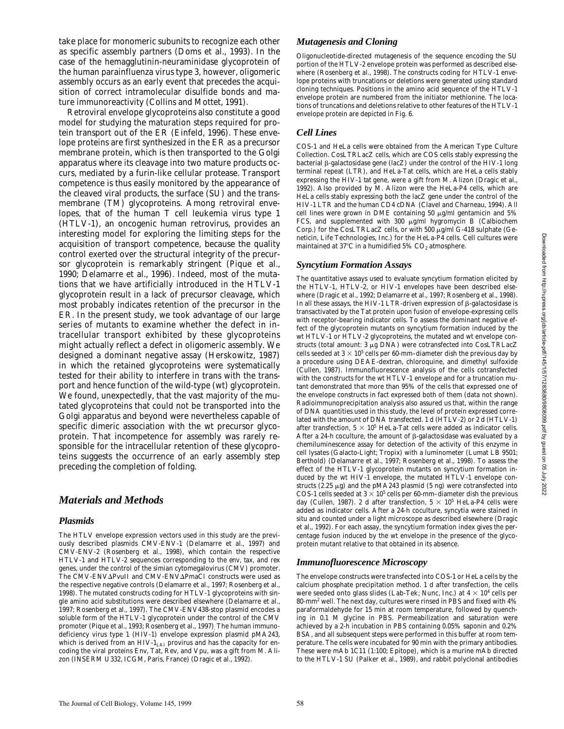take place for monomeric subunits to recognize each other as specific assembly partners (Doms et al., 1993). In the case of the hemagglutinin-neuraminidase glycoprotein of the human parainfluenza virus type 3, however, oligomeric assembly occurs as an early event that precedes the acquisition of correct intramolecular disulfide bonds and mature immunoreactivity (Collins and Mottet, 1991).

Retroviral envelope glycoproteins also constitute a good model for studying the maturation steps required for protein transport out of the ER (Einfeld, 1996). These envelope proteins are first synthesized in the ER as a precursor membrane protein, which is then transported to the Golgi apparatus where its cleavage into two mature products occurs, mediated by a furin-like cellular protease. Transport competence is thus easily monitored by the appearance of the cleaved viral products, the surface (SU) and the transmembrane (TM) glycoproteins. Among retroviral envelopes, that of the human T cell leukemia virus type 1 (HTLV-1), an oncogenic human retrovirus, provides an interesting model for exploring the limiting steps for the acquisition of transport competence, because the quality control exerted over the structural integrity of the precursor glycoprotein is remarkably stringent (Pique et al., 1990; Delamarre et al., 1996). Indeed, most of the mutations that we have artificially introduced in the HTLV-1 glycoprotein result in a lack of precursor cleavage, which most probably indicates retention of the precursor in the ER. In the present study, we took advantage of our large series of mutants to examine whether the defect in intracellular transport exhibited by these glycoproteins might actually reflect a defect in oligomeric assembly. We designed a dominant negative assay (Herskowitz, 1987) in which the retained glycoproteins were systematically tested for their ability to interfere in trans with the transport and hence function of the wild-type (wt) glycoprotein. We found, unexpectedly, that the vast majority of the mutated glycoproteins that could not be transported into the Golgi apparatus and beyond were nevertheless capable of specific dimeric association with the wt precursor glycoprotein. That incompetence for assembly was rarely responsible for the intracellular retention of these glycoproteins suggests the occurrence of an early assembly step preceding the completion of folding.

# *Materials and Methods*

## *Plasmids*

The HTLV envelope expression vectors used in this study are the previously described plasmids CMV-ENV-1 (Delamarre et al., 1997) and CMV-ENV-2 (Rosenberg et al., 1998), which contain the respective HTLV-1 and HTLV-2 sequences corresponding to the env, tax, and rex genes, under the control of the simian cytomegalovirus (CMV) promoter. The CMV-ENV$\Delta$PvuII and CMV-ENV$\Delta$PmaCI constructs were used as the respective negative controls (Delamarre et al., 1997; Rosenberg et al., 1998). The mutated constructs coding for HTLV-1 glycoproteins with single amino acid substitutions were described elsewhere (Delamarre et al., 1997; Rosenberg et al., 1997). The CMV-ENV438-stop plasmid encodes a soluble form of the HTLV-1 glycoprotein under the control of the CMV promoter (Pique et al., 1993; Rosenberg et al., 1997). The human immunodeficiency virus type 1 (HIV-1) envelope expression plasmid pMA243, which is derived from an HIV-$1_{LAI}$ provirus and has the capacity for encoding the viral proteins Env, Tat, Rev, and Vpu, was a gift from M. Alizon (INSERM U332, ICGM, Paris, France) (Dragic et al., 1992).

## *Mutagenesis and Cloning*

Oligonucleotide-directed mutagenesis of the sequence encoding the SU portion of the HTLV-2 envelope protein was performed as described elsewhere (Rosenberg et al., 1998). The constructs coding for HTLV-1 envelope proteins with truncations or deletions were generated using standard cloning techniques. Positions in the amino acid sequence of the HTLV-1 envelope protein are numbered from the initiator methionine. The locations of truncations and deletions relative to other features of the HTLV-1 envelope protein are depicted in Fig. 6.

## *Cell Lines*

COS-1 and HeLa cells were obtained from the American Type Culture Collection. CosLTRLacZ cells, which are COS cells stably expressing the bacterial $\beta$-galactosidase gene (lacZ) under the control of the HIV-1 long terminal repeat (LTR), and HeLa-Tat cells, which are HeLa cells stably expressing the HIV-1 tat gene, were a gift from M. Alizon (Dragic et al., 1992). Also provided by M. Alizon were the HeLa-P4 cells, which are HeLa cells stably expressing both the lacZ gene under the control of the HIV-1 LTR and the human CD4 cDNA (Clavel and Charneau, 1994). All cell lines were grown in DME containing 50 $\mu$g/ml gentamicin and 5% FCS, and supplemented with 300 $\mu$g/ml hygromycin B (Calbiochem Corp.) for the CosLTRLacZ cells, or with 500 $\mu$g/ml G-418 sulphate (Geneticin, Life Technologies, Inc.) for the HeLa-P4 cells. Cell cultures were maintained at 37°C in a humidified 5% $CO_2$ atmosphere.

## *Syncytium Formation Assays*

The quantitative assays used to evaluate syncytium formation elicited by the HTLV-1, HTLV-2, or HIV-1 envelopes have been described elsewhere (Dragic et al., 1992; Delamarre et al., 1997; Rosenberg et al., 1998). In all these assays, the HIV-1 LTR-driven expression of $\beta$-galactosidase is transactivated by the Tat protein upon fusion of envelope-expressing cells with receptor-bearing indicator cells. To assess the dominant negative effect of the glycoprotein mutants on syncytium formation induced by the wt HTLV-1 or HTLV-2 glycoproteins, the mutated and wt envelope constructs (total amount: 3 $\mu$g DNA) were cotransfected into CosLTRLacZ cells seeded at $3 \times 10^5$ cells per 60-mm–diameter dish the previous day by a procedure using DEAE-dextran, chloroquine, and dimethyl sulfoxide (Cullen, 1987). Immunofluorescence analysis of the cells cotransfected with the constructs for the wt HTLV-1 envelope and for a truncation mutant demonstrated that more than 95% of the cells that expressed one of the envelope constructs in fact expressed both of them (data not shown). Radioimmunoprecipitation analysis also assured us that, within the range of DNA quantities used in this study, the level of protein expressed correlated with the amount of DNA transfected. 1 d (HTLV-2) or 2 d (HTLV-1) after transfection, $5 \times 10^5$ HeLa-Tat cells were added as indicator cells. After a 24-h coculture, the amount of $\beta$-galactosidase was evaluated by a chemiluminescence assay for detection of the activity of this enzyme in cell lysates (Galacto-Light; Tropix) with a luminometer (Lumat LB 9501; Berthold) (Delamarre et al., 1997; Rosenberg et al., 1998). To assess the effect of the HTLV-1 glycoprotein mutants on syncytium formation induced by the wt HIV-1 envelope, the mutated HTLV-1 envelope constructs (2.25 $\mu$g) and the pMA243 plasmid (5 ng) were cotransfected into COS-1 cells seeded at $3 \times 10^5$ cells per 60-mm–diameter dish the previous day (Cullen, 1987). 2 d after transfection, $5 \times 10^5$ HeLa-P4 cells were added as indicator cells. After a 24-h coculture, syncytia were stained in situ and counted under a light microscope as described elsewhere (Dragic et al., 1992). For each assay, the syncytium formation index gives the percentage fusion induced by the wt envelope in the presence of the glycoprotein mutant relative to that obtained in its absence.

## *Immunofluorescence Microscopy*

The envelope constructs were transfected into COS-1 or HeLa cells by the calcium phosphate precipitation method. 1 d after transfection, the cells were seeded onto glass slides (Lab-Tek; Nunc, Inc.) at $4 \times 10^4$ cells per 80-mm² well. The next day, cultures were rinsed in PBS and fixed with 4% paraformaldehyde for 15 min at room temperature, followed by quenching in 0.1 M glycine in PBS. Permeabilization and saturation were achieved by a 2-h incubation in PBS containing 0.05% saponin and 0.2% BSA, and all subsequent steps were performed in this buffer at room temperature. The cells were incubated for 90 min with the primary antibodies. These were mAb 1C11 (1:100; Epitope), which is a murine mAb directed to the HTLV-1 SU (Palker et al., 1989), and rabbit polyclonal antibodies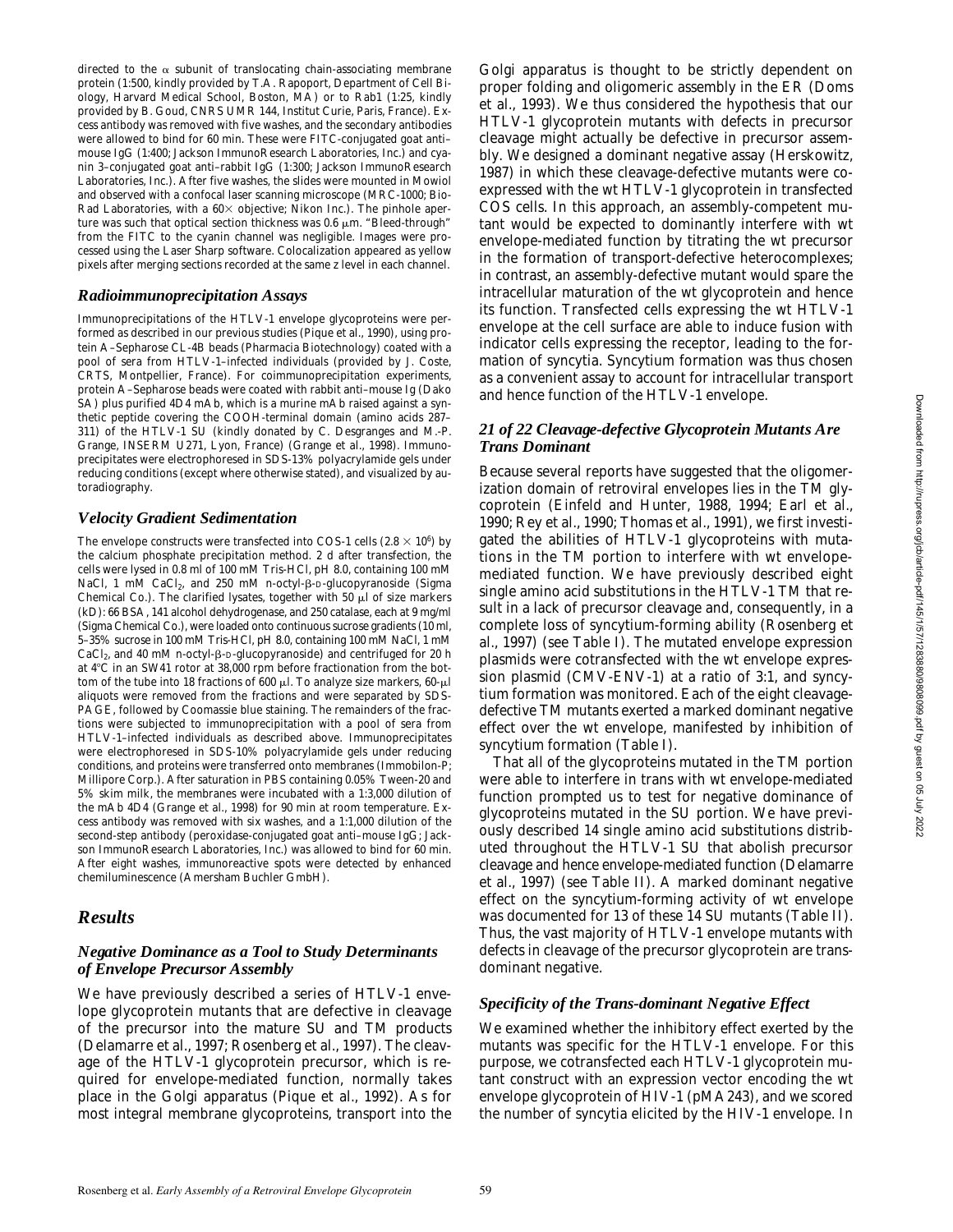directed to the α subunit of translocating chain-associating membrane protein (1:500, kindly provided by T.A. Rapoport, Department of Cell Biology, Harvard Medical School, Boston, MA) or to Rab1 (1:25, kindly provided by B. Goud, CNRS UMR 144, Institut Curie, Paris, France). Excess antibody was removed with five washes, and the secondary antibodies were allowed to bind for 60 min. These were FITC-conjugated goat anti–mouse IgG (1:400; Jackson ImmunoResearch Laboratories, Inc.) and cyanin 3–conjugated goat anti–rabbit IgG (1:300; Jackson ImmunoResearch Laboratories, Inc.). After five washes, the slides were mounted in Mowiol and observed with a confocal laser scanning microscope (MRC-1000; Bio-Rad Laboratories, with a 60× objective; Nikon Inc.). The pinhole aperture was such that optical section thickness was 0.6 μm. "Bleed-through" from the FITC to the cyanin channel was negligible. Images were processed using the Laser Sharp software. Colocalization appeared as yellow pixels after merging sections recorded at the same z level in each channel.

### *Radioimmunoprecipitation Assays*

Immunoprecipitations of the HTLV-1 envelope glycoproteins were performed as described in our previous studies (Pique et al., 1990), using protein A–Sepharose CL-4B beads (Pharmacia Biotechnology) coated with a pool of sera from HTLV-1–infected individuals (provided by J. Coste, CRTS, Montpellier, France). For coimmunoprecipitation experiments, protein A–Sepharose beads were coated with rabbit anti–mouse Ig (Dako SA) plus purified 4D4 mAb, which is a murine mAb raised against a synthetic peptide covering the COOH-terminal domain (amino acids 287–311) of the HTLV-1 SU (kindly donated by C. Desgranges and M.-P. Grange, INSERM U271, Lyon, France) (Grange et al., 1998). Immunoprecipitates were electrophoresed in SDS-13% polyacrylamide gels under reducing conditions (except where otherwise stated), and visualized by autoradiography.

### *Velocity Gradient Sedimentation*

The envelope constructs were transfected into COS-1 cells ($2.8 \times 10^6$) by the calcium phosphate precipitation method. 2 d after transfection, the cells were lysed in 0.8 ml of 100 mM Tris-HCl, pH 8.0, containing 100 mM NaCl, 1 mM $CaCl_2$, and 250 mM n-octyl-β-D-glucopyranoside (Sigma Chemical Co.). The clarified lysates, together with 50 μl of size markers (kD): 66 BSA, 141 alcohol dehydrogenase, and 250 catalase, each at 9 mg/ml (Sigma Chemical Co.), were loaded onto continuous sucrose gradients (10 ml, 5–35% sucrose in 100 mM Tris-HCl, pH 8.0, containing 100 mM NaCl, 1 mM $CaCl_2$, and 40 mM n-octyl-β-D-glucopyranoside) and centrifuged for 20 h at 4°C in an SW41 rotor at 38,000 rpm before fractionation from the bottom of the tube into 18 fractions of 600 μl. To analyze size markers, 60-μl aliquots were removed from the fractions and were separated by SDS-PAGE, followed by Coomassie blue staining. The remainders of the fractions were subjected to immunoprecipitation with a pool of sera from HTLV-1–infected individuals as described above. Immunoprecipitates were electrophoresed in SDS-10% polyacrylamide gels under reducing conditions, and proteins were transferred onto membranes (Immobilon-P; Millipore Corp.). After saturation in PBS containing 0.05% Tween-20 and 5% skim milk, the membranes were incubated with a 1:3,000 dilution of the mAb 4D4 (Grange et al., 1998) for 90 min at room temperature. Excess antibody was removed with six washes, and a 1:1,000 dilution of the second-step antibody (peroxidase-conjugated goat anti–mouse IgG; Jackson ImmunoResearch Laboratories, Inc.) was allowed to bind for 60 min. After eight washes, immunoreactive spots were detected by enhanced chemiluminescence (Amersham Buchler GmbH).

## *Results*

### *Negative Dominance as a Tool to Study Determinants of Envelope Precursor Assembly*

We have previously described a series of HTLV-1 envelope glycoprotein mutants that are defective in cleavage of the precursor into the mature SU and TM products (Delamarre et al., 1997; Rosenberg et al., 1997). The cleavage of the HTLV-1 glycoprotein precursor, which is required for envelope-mediated function, normally takes place in the Golgi apparatus (Pique et al., 1992). As for most integral membrane glycoproteins, transport into the Golgi apparatus is thought to be strictly dependent on proper folding and oligomeric assembly in the ER (Doms et al., 1993). We thus considered the hypothesis that our HTLV-1 glycoprotein mutants with defects in precursor cleavage might actually be defective in precursor assembly. We designed a dominant negative assay (Herskowitz, 1987) in which these cleavage-defective mutants were coexpressed with the wt HTLV-1 glycoprotein in transfected COS cells. In this approach, an assembly-competent mutant would be expected to dominantly interfere with wt envelope-mediated function by titrating the wt precursor in the formation of transport-defective heterocomplexes; in contrast, an assembly-defective mutant would spare the intracellular maturation of the wt glycoprotein and hence its function. Transfected cells expressing the wt HTLV-1 envelope at the cell surface are able to induce fusion with indicator cells expressing the receptor, leading to the formation of syncytia. Syncytium formation was thus chosen as a convenient assay to account for intracellular transport and hence function of the HTLV-1 envelope.

### *21 of 22 Cleavage-defective Glycoprotein Mutants Are Trans Dominant*

Because several reports have suggested that the oligomerization domain of retroviral envelopes lies in the TM glycoprotein (Einfeld and Hunter, 1988, 1994; Earl et al., 1990; Rey et al., 1990; Thomas et al., 1991), we first investigated the abilities of HTLV-1 glycoproteins with mutations in the TM portion to interfere with wt envelope-mediated function. We have previously described eight single amino acid substitutions in the HTLV-1 TM that result in a lack of precursor cleavage and, consequently, in a complete loss of syncytium-forming ability (Rosenberg et al., 1997) (see Table I). The mutated envelope expression plasmids were cotransfected with the wt envelope expression plasmid (CMV-ENV-1) at a ratio of 3:1, and syncytium formation was monitored. Each of the eight cleavage-defective TM mutants exerted a marked dominant negative effect over the wt envelope, manifested by inhibition of syncytium formation (Table I).

That all of the glycoproteins mutated in the TM portion were able to interfere in trans with wt envelope-mediated function prompted us to test for negative dominance of glycoproteins mutated in the SU portion. We have previously described 14 single amino acid substitutions distributed throughout the HTLV-1 SU that abolish precursor cleavage and hence envelope-mediated function (Delamarre et al., 1997) (see Table II). A marked dominant negative effect on the syncytium-forming activity of wt envelope was documented for 13 of these 14 SU mutants (Table II). Thus, the vast majority of HTLV-1 envelope mutants with defects in cleavage of the precursor glycoprotein are trans-dominant negative.

### *Specificity of the Trans-dominant Negative Effect*

We examined whether the inhibitory effect exerted by the mutants was specific for the HTLV-1 envelope. For this purpose, we cotransfected each HTLV-1 glycoprotein mutant construct with an expression vector encoding the wt envelope glycoprotein of HIV-1 (pMA 243), and we scored the number of syncytia elicited by the HIV-1 envelope. In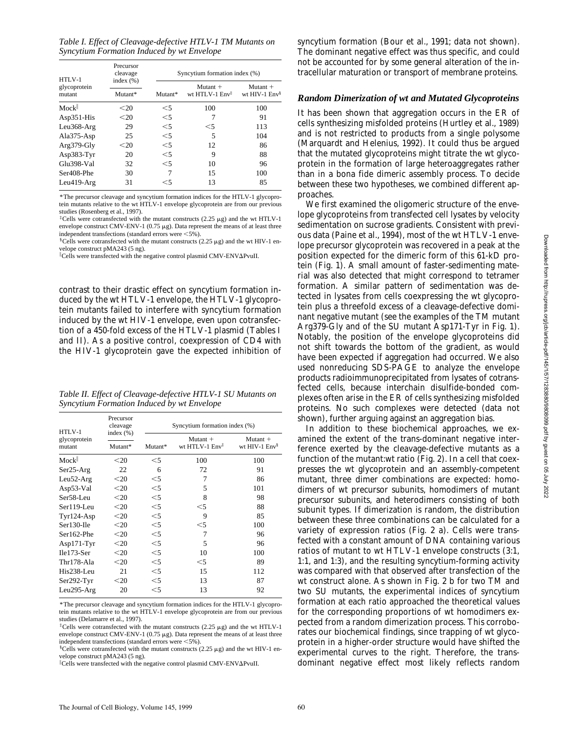*Table I. Effect of Cleavage-defective HTLV-1 TM Mutants on Syncytium Formation Induced by wt Envelope*

| HTLV-1 glycoprotein mutant | Precursor cleavage index (%) | Syncytium formation index (%) | | |
|---|---|---|---|---|
| | Mutant* | Mutant* | Mutant + wt HTLV-1 Env‡ | Mutant + wt HIV-1 Env§ |
| Mock‖ | <20 | <5 | 100 | 100 |
| Asp351-His | <20 | <5 | 7 | 91 |
| Leu368-Arg | 29 | <5 | <5 | 113 |
| Ala375-Asp | 25 | <5 | 5 | 104 |
| Arg379-Gly | <20 | <5 | 12 | 86 |
| Asp383-Tyr | 20 | <5 | 9 | 88 |
| Glu398-Val | 32 | <5 | 10 | 96 |
| Ser408-Phe | 30 | 7 | 15 | 100 |
| Leu419-Arg | 31 | <5 | 13 | 85 |

*The precursor cleavage and syncytium formation indices for the HTLV-1 glycoprotein mutants relative to the wt HTLV-1 envelope glycoprotein are from our previous studies (Rosenberg et al., 1997).

‡Cells were cotransfected with the mutant constructs (2.25 μg) and the wt HTLV-1 envelope construct CMV-ENV-1 (0.75 μg). Data represent the means of at least three independent transfections (standard errors were <5%).

§Cells were cotransfected with the mutant constructs (2.25 μg) and the wt HIV-1 envelope construct pMA243 (5 ng).

‖Cells were transfected with the negative control plasmid CMV-ENVΔPvuII.

contrast to their drastic effect on syncytium formation induced by the wt HTLV-1 envelope, the HTLV-1 glycoprotein mutants failed to interfere with syncytium formation induced by the wt HIV-1 envelope, even upon cotransfection of a 450-fold excess of the HTLV-1 plasmid (Tables I and II). As a positive control, coexpression of CD4 with the HIV-1 glycoprotein gave the expected inhibition of syncytium formation (Bour et al., 1991; data not shown). The dominant negative effect was thus specific, and could not be accounted for by some general alteration of the intracellular maturation or transport of membrane proteins.

*Table II. Effect of Cleavage-defective HTLV-1 SU Mutants on Syncytium Formation Induced by wt Envelope*

| HTLV-1 glycoprotein mutant | Precursor cleavage index (%) | Syncytium formation index (%) | | |
|---|---|---|---|---|
| | Mutant* | Mutant* | Mutant + wt HTLV-1 Env‡ | Mutant + wt HIV-1 Env§ |
| Mock‖ | <20 | <5 | 100 | 100 |
| Ser25-Arg | 22 | 6 | 72 | 91 |
| Leu52-Arg | <20 | <5 | 7 | 86 |
| Asp53-Val | <20 | <5 | 5 | 101 |
| Ser58-Leu | <20 | <5 | 8 | 98 |
| Ser119-Leu | <20 | <5 | <5 | 88 |
| Tyr124-Asp | <20 | <5 | 9 | 85 |
| Ser130-Ile | <20 | <5 | <5 | 100 |
| Ser162-Phe | <20 | <5 | 7 | 96 |
| Asp171-Tyr | <20 | <5 | 5 | 96 |
| Ile173-Ser | <20 | <5 | 10 | 100 |
| Thr178-Ala | <20 | <5 | <5 | 89 |
| His238-Leu | 21 | <5 | 15 | 112 |
| Ser292-Tyr | <20 | <5 | 13 | 87 |
| Leu295-Arg | 20 | <5 | 13 | 92 |

*The precursor cleavage and syncytium formation indices for the HTLV-1 glycoprotein mutants relative to the wt HTLV-1 envelope glycoprotein are from our previous studies (Delamarre et al., 1997).

‡Cells were cotransfected with the mutant constructs (2.25 μg) and the wt HTLV-1 envelope construct CMV-ENV-1 (0.75 μg). Data represent the means of at least three independent transfections (standard errors were <5%).

§Cells were cotransfected with the mutant constructs (2.25 μg) and the wt HIV-1 envelope construct pMA243 (5 ng).

‖Cells were transfected with the negative control plasmid CMV-ENVΔPvuII.

### Random Dimerization of wt and Mutated Glycoproteins

It has been shown that aggregation occurs in the ER of cells synthesizing misfolded proteins (Hurtley et al., 1989) and is not restricted to products from a single polysome (Marquardt and Helenius, 1992). It could thus be argued that the mutated glycoproteins might titrate the wt glycoprotein in the formation of large heteroaggregates rather than in a bona fide dimeric assembly process. To decide between these two hypotheses, we combined different approaches.

We first examined the oligomeric structure of the envelope glycoproteins from transfected cell lysates by velocity sedimentation on sucrose gradients. Consistent with previous data (Paine et al., 1994), most of the wt HTLV-1 envelope precursor glycoprotein was recovered in a peak at the position expected for the dimeric form of this 61-kD protein (Fig. 1). A small amount of faster-sedimenting material was also detected that might correspond to tetramer formation. A similar pattern of sedimentation was detected in lysates from cells coexpressing the wt glycoprotein plus a threefold excess of a cleavage-defective dominant negative mutant (see the examples of the TM mutant Arg379-Gly and of the SU mutant Asp171-Tyr in Fig. 1). Notably, the position of the envelope glycoproteins did not shift towards the bottom of the gradient, as would have been expected if aggregation had occurred. We also used nonreducing SDS-PAGE to analyze the envelope products radioimmunoprecipitated from lysates of cotransfected cells, because interchain disulfide-bonded complexes often arise in the ER of cells synthesizing misfolded proteins. No such complexes were detected (data not shown), further arguing against an aggregation bias.

In addition to these biochemical approaches, we examined the extent of the trans-dominant negative interference exerted by the cleavage-defective mutants as a function of the mutant:wt ratio (Fig. 2). In a cell that coexpresses the wt glycoprotein and an assembly-competent mutant, three dimer combinations are expected: homodimers of wt precursor subunits, homodimers of mutant precursor subunits, and heterodimers consisting of both subunit types. If dimerization is random, the distribution between these three combinations can be calculated for a variety of expression ratios (Fig. 2 a). Cells were transfected with a constant amount of DNA containing various ratios of mutant to wt HTLV-1 envelope constructs (3:1, 1:1, and 1:3), and the resulting syncytium-forming activity was compared with that observed after transfection of the wt construct alone. As shown in Fig. 2 b for two TM and two SU mutants, the experimental indices of syncytium formation at each ratio approached the theoretical values for the corresponding proportions of wt homodimers expected from a random dimerization process. This corroborates our biochemical findings, since trapping of wt glycoprotein in a higher-order structure would have shifted the experimental curves to the right. Therefore, the trans-dominant negative effect most likely reflects random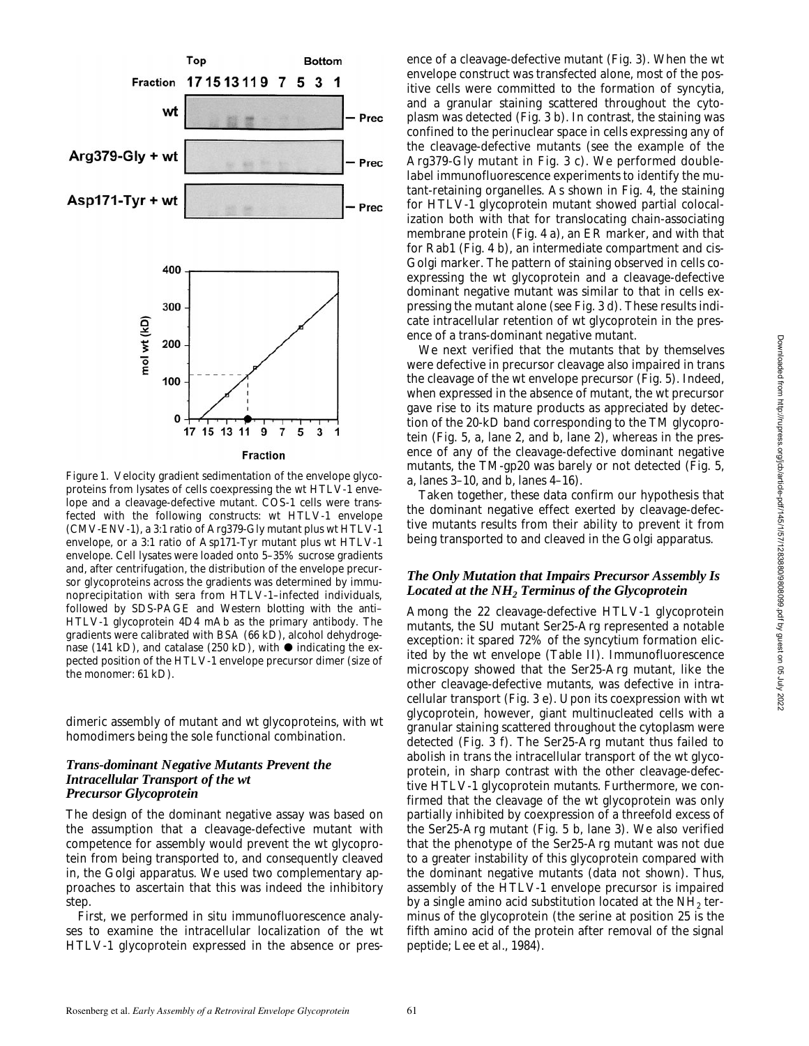Figure 1. Velocity gradient sedimentation of the envelope glycoproteins from lysates of cells coexpressing the wt HTLV-1 envelope and a cleavage-defective mutant. COS-1 cells were transfected with the following constructs: wt HTLV-1 envelope (CMV-ENV-1), a 3:1 ratio of Arg379-Gly mutant plus wt HTLV-1 envelope, or a 3:1 ratio of Asp171-Tyr mutant plus wt HTLV-1 envelope. Cell lysates were loaded onto 5–35% sucrose gradients and, after centrifugation, the distribution of the envelope precursor glycoproteins across the gradients was determined by immunoprecipitation with sera from HTLV-1–infected individuals, followed by SDS-PAGE and Western blotting with the anti–HTLV-1 glycoprotein 4D4 mAb as the primary antibody. The gradients were calibrated with BSA (66 kD), alcohol dehydrogenase (141 kD), and catalase (250 kD), with ● indicating the expected position of the HTLV-1 envelope precursor dimer (size of the monomer: 61 kD).

dimeric assembly of mutant and wt glycoproteins, with wt homodimers being the sole functional combination.

### *Trans-dominant Negative Mutants Prevent the Intracellular Transport of the wt Precursor Glycoprotein*

The design of the dominant negative assay was based on the assumption that a cleavage-defective mutant with competence for assembly would prevent the wt glycoprotein from being transported to, and consequently cleaved in, the Golgi apparatus. We used two complementary approaches to ascertain that this was indeed the inhibitory step.

First, we performed in situ immunofluorescence analyses to examine the intracellular localization of the wt HTLV-1 glycoprotein expressed in the absence or presence of a cleavage-defective mutant (Fig. 3). When the wt envelope construct was transfected alone, most of the positive cells were committed to the formation of syncytia, and a granular staining scattered throughout the cytoplasm was detected (Fig. 3 b). In contrast, the staining was confined to the perinuclear space in cells expressing any of the cleavage-defective mutants (see the example of the Arg379-Gly mutant in Fig. 3 c). We performed double-label immunofluorescence experiments to identify the mutant-retaining organelles. As shown in Fig. 4, the staining for HTLV-1 glycoprotein mutant showed partial colocalization both with that for translocating chain-associating membrane protein (Fig. 4 a), an ER marker, and with that for Rab1 (Fig. 4 b), an intermediate compartment and cis-Golgi marker. The pattern of staining observed in cells coexpressing the wt glycoprotein and a cleavage-defective dominant negative mutant was similar to that in cells expressing the mutant alone (see Fig. 3 d). These results indicate intracellular retention of wt glycoprotein in the presence of a trans-dominant negative mutant.

We next verified that the mutants that by themselves were defective in precursor cleavage also impaired in trans the cleavage of the wt envelope precursor (Fig. 5). Indeed, when expressed in the absence of mutant, the wt precursor gave rise to its mature products as appreciated by detection of the 20-kD band corresponding to the TM glycoprotein (Fig. 5, a, lane 2, and b, lane 2), whereas in the presence of any of the cleavage-defective dominant negative mutants, the TM-gp20 was barely or not detected (Fig. 5, a, lanes 3–10, and b, lanes 4–16).

Taken together, these data confirm our hypothesis that the dominant negative effect exerted by cleavage-defective mutants results from their ability to prevent it from being transported to and cleaved in the Golgi apparatus.

### *The Only Mutation that Impairs Precursor Assembly Is Located at the $NH_2$ Terminus of the Glycoprotein*

Among the 22 cleavage-defective HTLV-1 glycoprotein mutants, the SU mutant Ser25-Arg represented a notable exception: it spared 72% of the syncytium formation elicited by the wt envelope (Table II). Immunofluorescence microscopy showed that the Ser25-Arg mutant, like the other cleavage-defective mutants, was defective in intracellular transport (Fig. 3 e). Upon its coexpression with wt glycoprotein, however, giant multinucleated cells with a granular staining scattered throughout the cytoplasm were detected (Fig. 3 f). The Ser25-Arg mutant thus failed to abolish in trans the intracellular transport of the wt glycoprotein, in sharp contrast with the other cleavage-defective HTLV-1 glycoprotein mutants. Furthermore, we confirmed that the cleavage of the wt glycoprotein was only partially inhibited by coexpression of a threefold excess of the Ser25-Arg mutant (Fig. 5 b, lane 3). We also verified that the phenotype of the Ser25-Arg mutant was not due to a greater instability of this glycoprotein compared with the dominant negative mutants (data not shown). Thus, assembly of the HTLV-1 envelope precursor is impaired by a single amino acid substitution located at the $NH_2$ terminus of the glycoprotein (the serine at position 25 is the fifth amino acid of the protein after removal of the signal peptide; Lee et al., 1984).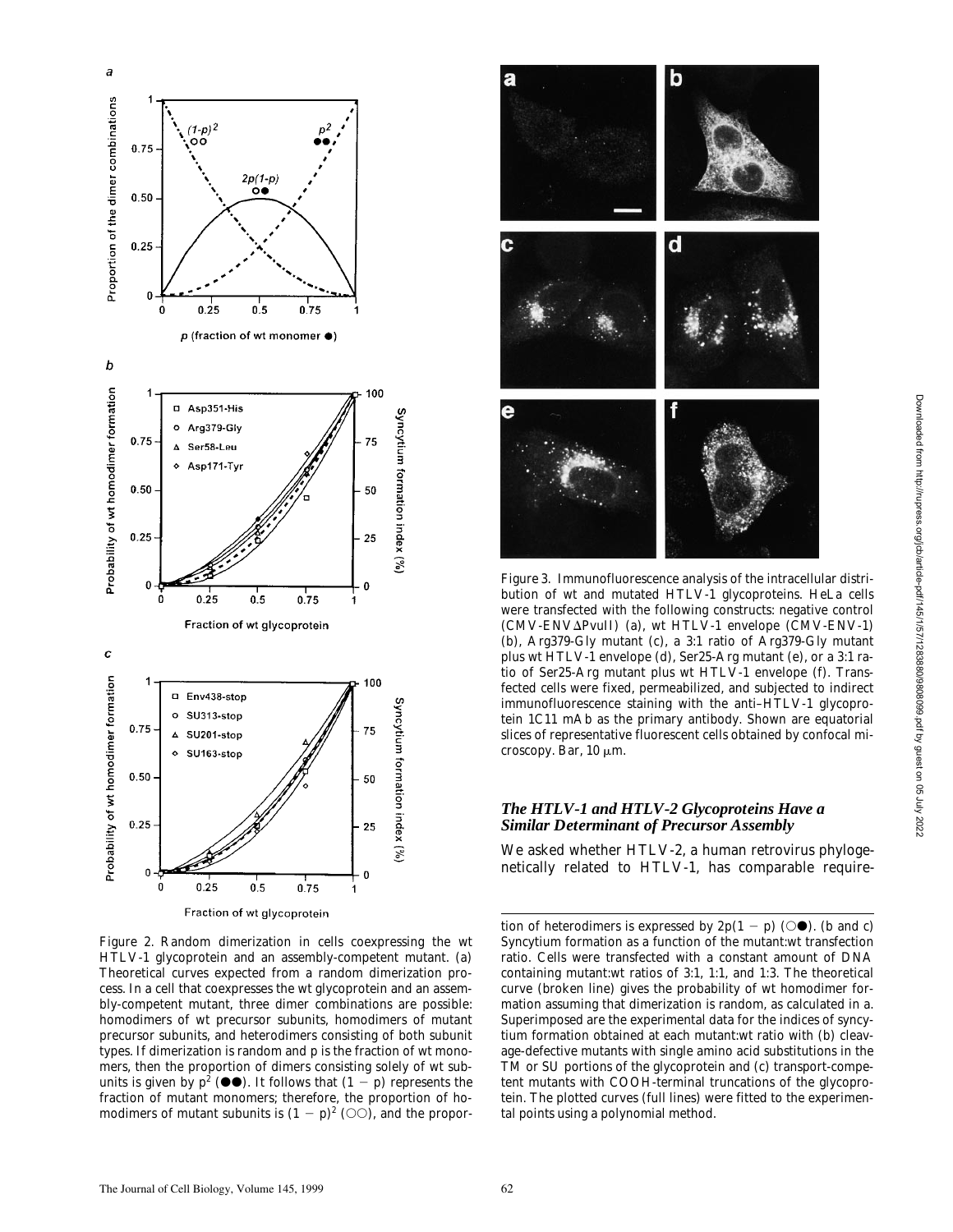Figure 2. Random dimerization in cells coexpressing the wt HTLV-1 glycoprotein and an assembly-competent mutant. (a) Theoretical curves expected from a random dimerization process. In a cell that coexpresses the wt glycoprotein and an assembly-competent mutant, three dimer combinations are possible: homodimers of wt precursor subunits, homodimers of mutant precursor subunits, and heterodimers consisting of both subunit types. If dimerization is random and p is the fraction of wt monomers, then the proportion of dimers consisting solely of wt subunits is given by $p^2$ (●●). It follows that $(1 - p)$ represents the fraction of mutant monomers; therefore, the proportion of homodimers of mutant subunits is $(1 - p)^2$ (○○), and the proportion of heterodimers is expressed by $2p(1 - p)$ (○●). (b and c) Syncytium formation as a function of the mutant:wt transfection ratio. Cells were transfected with a constant amount of DNA containing mutant:wt ratios of 3:1, 1:1, and 1:3. The theoretical curve (broken line) gives the probability of wt homodimer formation assuming that dimerization is random, as calculated in a. Superimposed are the experimental data for the indices of syncytium formation obtained at each mutant:wt ratio with (b) cleavage-defective mutants with single amino acid substitutions in the TM or SU portions of the glycoprotein and (c) transport-competent mutants with COOH-terminal truncations of the glycoprotein. The plotted curves (full lines) were fitted to the experimental points using a polynomial method.

Figure 3. Immunofluorescence analysis of the intracellular distribution of wt and mutated HTLV-1 glycoproteins. HeLa cells were transfected with the following constructs: negative control (CMV-ENVΔPvuII) (a), wt HTLV-1 envelope (CMV-ENV-1) (b), Arg379-Gly mutant (c), a 3:1 ratio of Arg379-Gly mutant plus wt HTLV-1 envelope (d), Ser25-Arg mutant (e), or a 3:1 ratio of Ser25-Arg mutant plus wt HTLV-1 envelope (f). Transfected cells were fixed, permeabilized, and subjected to indirect immunofluorescence staining with the anti–HTLV-1 glycoprotein 1C11 mAb as the primary antibody. Shown are equatorial slices of representative fluorescent cells obtained by confocal microscopy. Bar, 10 μm.

### *The HTLV-1 and HTLV-2 Glycoproteins Have a Similar Determinant of Precursor Assembly*

We asked whether HTLV-2, a human retrovirus phylogenetically related to HTLV-1, has comparable require-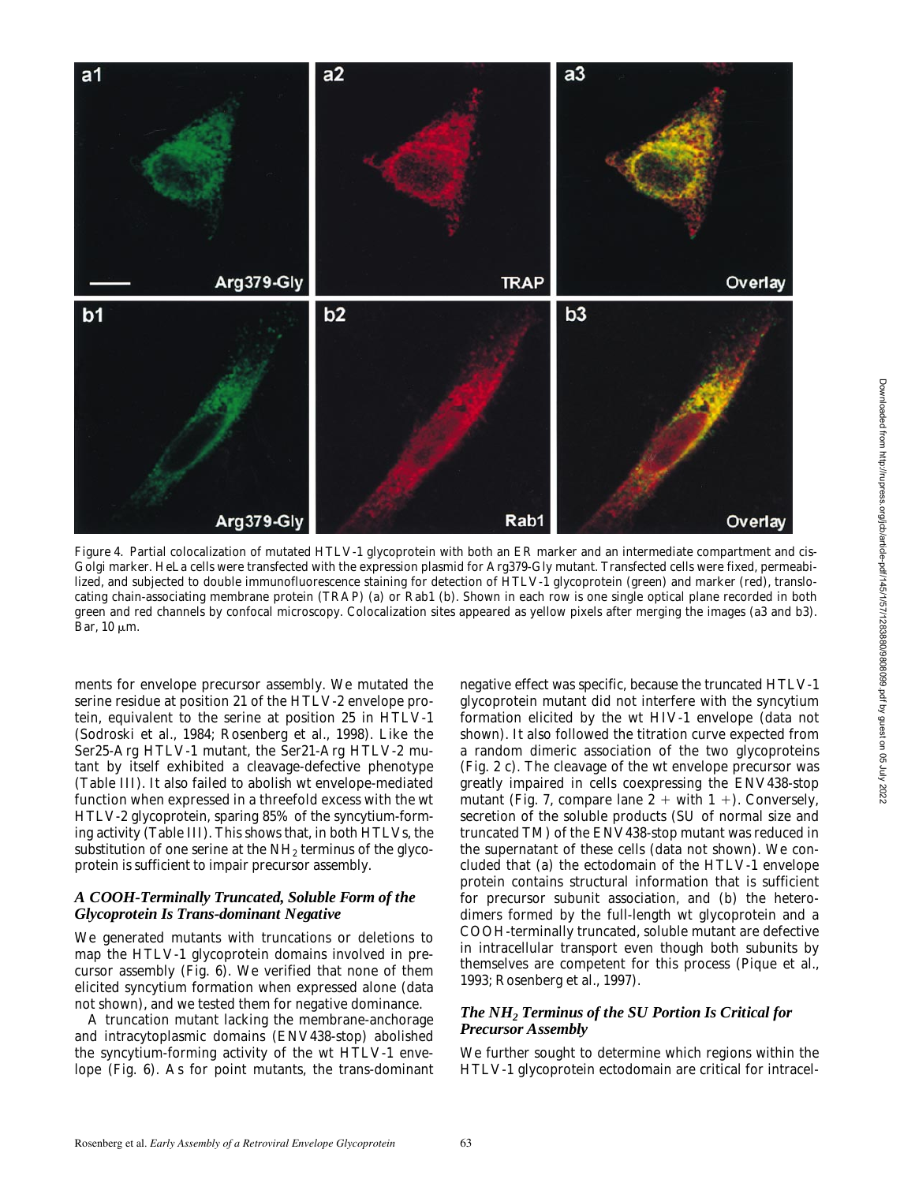Figure 4. Partial colocalization of mutated HTLV-1 glycoprotein with both an ER marker and an intermediate compartment and cis-Golgi marker. HeLa cells were transfected with the expression plasmid for Arg379-Gly mutant. Transfected cells were fixed, permeabilized, and subjected to double immunofluorescence staining for detection of HTLV-1 glycoprotein (green) and marker (red), translocating chain-associating membrane protein (TRAP) (a) or Rab1 (b). Shown in each row is one single optical plane recorded in both green and red channels by confocal microscopy. Colocalization sites appeared as yellow pixels after merging the images (a3 and b3). Bar, 10 μm.

ments for envelope precursor assembly. We mutated the serine residue at position 21 of the HTLV-2 envelope protein, equivalent to the serine at position 25 in HTLV-1 (Sodroski et al., 1984; Rosenberg et al., 1998). Like the Ser25-Arg HTLV-1 mutant, the Ser21-Arg HTLV-2 mutant by itself exhibited a cleavage-defective phenotype (Table III). It also failed to abolish wt envelope-mediated function when expressed in a threefold excess with the wt HTLV-2 glycoprotein, sparing 85% of the syncytium-forming activity (Table III). This shows that, in both HTLVs, the substitution of one serine at the $NH_2$ terminus of the glycoprotein is sufficient to impair precursor assembly.

### *A COOH-Terminally Truncated, Soluble Form of the Glycoprotein Is Trans-dominant Negative*

We generated mutants with truncations or deletions to map the HTLV-1 glycoprotein domains involved in precursor assembly (Fig. 6). We verified that none of them elicited syncytium formation when expressed alone (data not shown), and we tested them for negative dominance.

A truncation mutant lacking the membrane-anchorage and intracytoplasmic domains (ENV438-stop) abolished the syncytium-forming activity of the wt HTLV-1 envelope (Fig. 6). As for point mutants, the trans-dominant negative effect was specific, because the truncated HTLV-1 glycoprotein mutant did not interfere with the syncytium formation elicited by the wt HIV-1 envelope (data not shown). It also followed the titration curve expected from a random dimeric association of the two glycoproteins (Fig. 2 c). The cleavage of the wt envelope precursor was greatly impaired in cells coexpressing the ENV438-stop mutant (Fig. 7, compare lane 2 + with 1 +). Conversely, secretion of the soluble products (SU of normal size and truncated TM) of the ENV438-stop mutant was reduced in the supernatant of these cells (data not shown). We concluded that (a) the ectodomain of the HTLV-1 envelope protein contains structural information that is sufficient for precursor subunit association, and (b) the heterodimers formed by the full-length wt glycoprotein and a COOH-terminally truncated, soluble mutant are defective in intracellular transport even though both subunits by themselves are competent for this process (Pique et al., 1993; Rosenberg et al., 1997).

### *The $NH_2$ Terminus of the SU Portion Is Critical for Precursor Assembly*

We further sought to determine which regions within the HTLV-1 glycoprotein ectodomain are critical for intracel-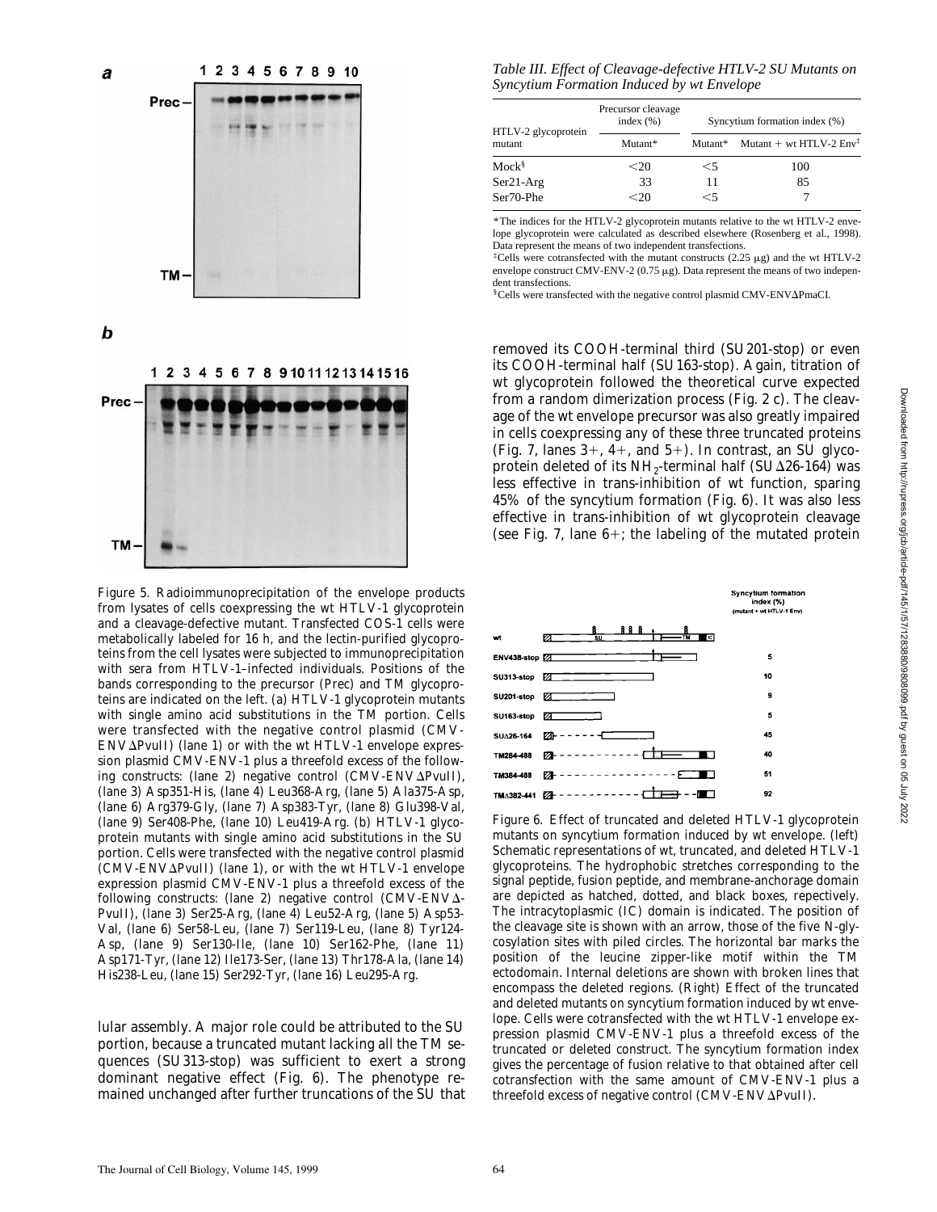Figure 5. Radioimmunoprecipitation of the envelope products from lysates of cells coexpressing the wt HTLV-1 glycoprotein and a cleavage-defective mutant. Transfected COS-1 cells were metabolically labeled for 16 h, and the lectin-purified glycoproteins from the cell lysates were subjected to immunoprecipitation with sera from HTLV-1–infected individuals. Positions of the bands corresponding to the precursor (Prec) and TM glycoproteins are indicated on the left. (a) HTLV-1 glycoprotein mutants with single amino acid substitutions in the TM portion. Cells were transfected with the negative control plasmid (CMV-ENVΔPvuII) (lane 1) or with the wt HTLV-1 envelope expression plasmid CMV-ENV-1 plus a threefold excess of the following constructs: (lane 2) negative control (CMV-ENVΔPvuII), (lane 3) Asp351-His, (lane 4) Leu368-Arg, (lane 5) Ala375-Asp, (lane 6) Arg379-Gly, (lane 7) Asp383-Tyr, (lane 8) Glu398-Val, (lane 9) Ser408-Phe, (lane 10) Leu419-Arg. (b) HTLV-1 glycoprotein mutants with single amino acid substitutions in the SU portion. Cells were transfected with the negative control plasmid (CMV-ENVΔPvuII) (lane 1), or with the wt HTLV-1 envelope expression plasmid CMV-ENV-1 plus a threefold excess of the following constructs: (lane 2) negative control (CMV-ENVΔ-PvuII), (lane 3) Ser25-Arg, (lane 4) Leu52-Arg, (lane 5) Asp53-Val, (lane 6) Ser58-Leu, (lane 7) Ser119-Leu, (lane 8) Tyr124-Asp, (lane 9) Ser130-Ile, (lane 10) Ser162-Phe, (lane 11) Asp171-Tyr, (lane 12) Ile173-Ser, (lane 13) Thr178-Ala, (lane 14) His238-Leu, (lane 15) Ser292-Tyr, (lane 16) Leu295-Arg.

lular assembly. A major role could be attributed to the SU portion, because a truncated mutant lacking all the TM sequences (SU313-stop) was sufficient to exert a strong dominant negative effect (Fig. 6). The phenotype remained unchanged after further truncations of the SU that removed its COOH-terminal third (SU201-stop) or even its COOH-terminal half (SU163-stop). Again, titration of wt glycoprotein followed the theoretical curve expected from a random dimerization process (Fig. 2 c). The cleavage of the wt envelope precursor was also greatly impaired in cells coexpressing any of these three truncated proteins (Fig. 7, lanes 3+, 4+, and 5+). In contrast, an SU glycoprotein deleted of its $NH_2$-terminal half (SUΔ26-164) was less effective in trans-inhibition of wt function, sparing 45% of the syncytium formation (Fig. 6). It was also less effective in trans-inhibition of wt glycoprotein cleavage (see Fig. 7, lane 6+; the labeling of the mutated protein

*Table III. Effect of Cleavage-defective HTLV-2 SU Mutants on Syncytium Formation Induced by wt Envelope*

| HTLV-2 glycoprotein mutant | Precursor cleavage index (%) | Syncytium formation index (%) | |
|---|---|---|---|
| | Mutant* | Mutant* | Mutant + wt HTLV-2 Env[‡] |
| Mock[§] | <20 | <5 | 100 |
| Ser21-Arg | 33 | 11 | 85 |
| Ser70-Phe | <20 | <5 | 7 |

*The indices for the HTLV-2 glycoprotein mutants relative to the wt HTLV-2 envelope glycoprotein were calculated as described elsewhere (Rosenberg et al., 1998). Data represent the means of two independent transfections.

[‡]Cells were cotransfected with the mutant constructs (2.25 μg) and the wt HTLV-2 envelope construct CMV-ENV-2 (0.75 μg). Data represent the means of two independent transfections.

[§]Cells were transfected with the negative control plasmid CMV-ENVΔPmaCI.

| Construct | Syncytium formation index (%) (mutant + wt HTLV-1 Env) |
|---|---|
| wt | |
| ENV438-stop | 5 |
| SU313-stop | 10 |
| SU201-stop | 9 |
| SU163-stop | 5 |
| SUΔ26-164 | 45 |
| TM284-488 | 40 |
| TM384-488 | 51 |
| TMΔ382-441 | 92 |

Figure 6. Effect of truncated and deleted HTLV-1 glycoprotein mutants on syncytium formation induced by wt envelope. (left) Schematic representations of wt, truncated, and deleted HTLV-1 glycoproteins. The hydrophobic stretches corresponding to the signal peptide, fusion peptide, and membrane-anchorage domain are depicted as hatched, dotted, and black boxes, repectively. The intracytoplasmic (IC) domain is indicated. The position of the cleavage site is shown with an arrow, those of the five N-glycosylation sites with piled circles. The horizontal bar marks the position of the leucine zipper-like motif within the TM ectodomain. Internal deletions are shown with broken lines that encompass the deleted regions. (Right) Effect of the truncated and deleted mutants on syncytium formation induced by wt envelope. Cells were cotransfected with the wt HTLV-1 envelope expression plasmid CMV-ENV-1 plus a threefold excess of the truncated or deleted construct. The syncytium formation index gives the percentage of fusion relative to that obtained after cell cotransfection with the same amount of CMV-ENV-1 plus a threefold excess of negative control (CMV-ENVΔPvuII).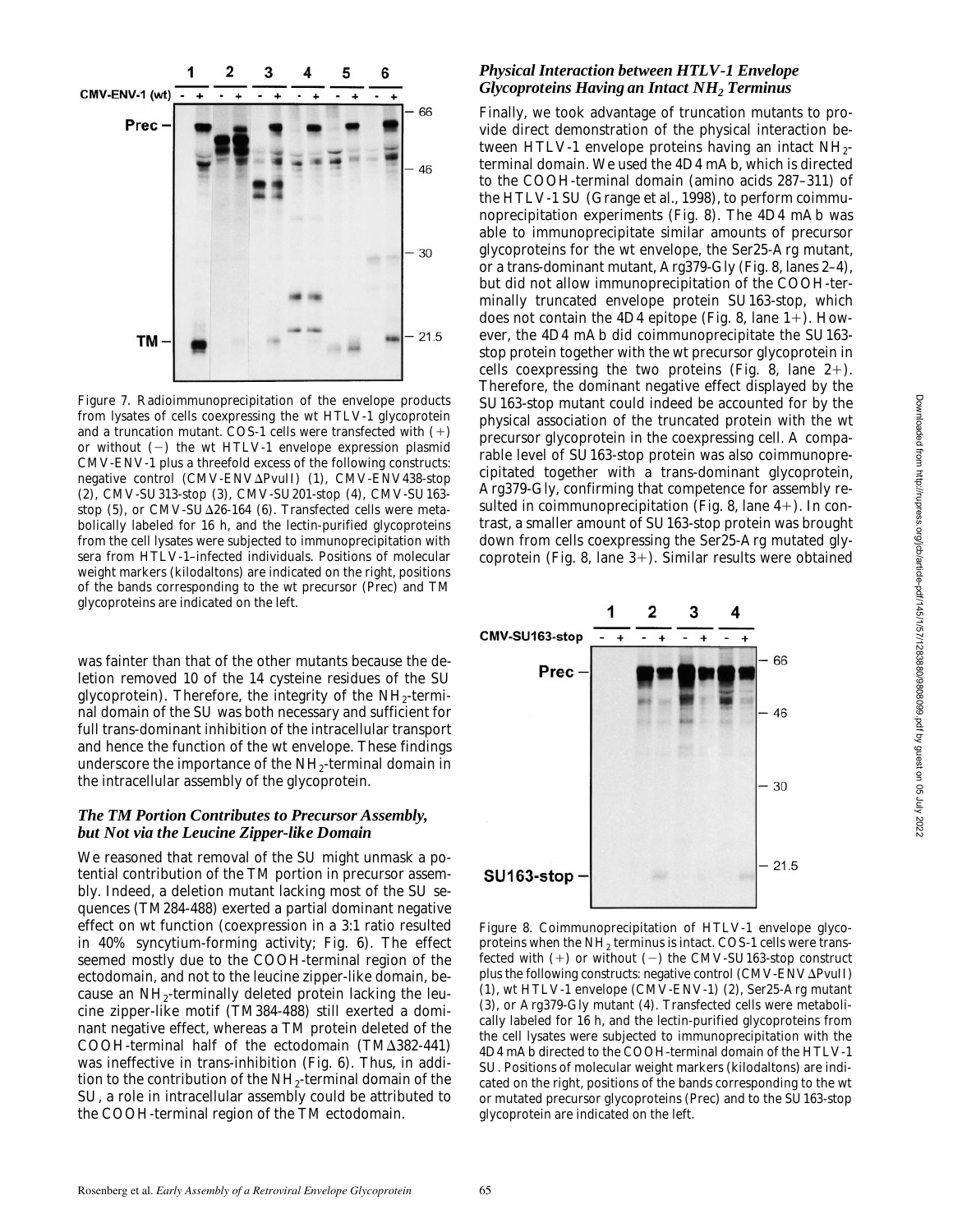Figure 7. Radioimmunoprecipitation of the envelope products from lysates of cells coexpressing the wt HTLV-1 glycoprotein and a truncation mutant. COS-1 cells were transfected with (+) or without (−) the wt HTLV-1 envelope expression plasmid CMV-ENV-1 plus a threefold excess of the following constructs: negative control (CMV-ENVΔPvuII) (1), CMV-ENV438-stop (2), CMV-SU313-stop (3), CMV-SU201-stop (4), CMV-SU163-stop (5), or CMV-SUΔ26-164 (6). Transfected cells were metabolically labeled for 16 h, and the lectin-purified glycoproteins from the cell lysates were subjected to immunoprecipitation with sera from HTLV-1–infected individuals. Positions of molecular weight markers (kilodaltons) are indicated on the right, positions of the bands corresponding to the wt precursor (Prec) and TM glycoproteins are indicated on the left.

was fainter than that of the other mutants because the deletion removed 10 of the 14 cysteine residues of the SU glycoprotein). Therefore, the integrity of the $NH_2$-terminal domain of the SU was both necessary and sufficient for full trans-dominant inhibition of the intracellular transport and hence the function of the wt envelope. These findings underscore the importance of the $NH_2$-terminal domain in the intracellular assembly of the glycoprotein.

### *The TM Portion Contributes to Precursor Assembly, but Not via the Leucine Zipper-like Domain*

We reasoned that removal of the SU might unmask a potential contribution of the TM portion in precursor assembly. Indeed, a deletion mutant lacking most of the SU sequences (TM284-488) exerted a partial dominant negative effect on wt function (coexpression in a 3:1 ratio resulted in 40% syncytium-forming activity; Fig. 6). The effect seemed mostly due to the COOH-terminal region of the ectodomain, and not to the leucine zipper-like domain, because an $NH_2$-terminally deleted protein lacking the leucine zipper-like motif (TM384-488) still exerted a dominant negative effect, whereas a TM protein deleted of the COOH-terminal half of the ectodomain (TMΔ382-441) was ineffective in trans-inhibition (Fig. 6). Thus, in addition to the contribution of the $NH_2$-terminal domain of the SU, a role in intracellular assembly could be attributed to the COOH-terminal region of the TM ectodomain.

### *Physical Interaction between HTLV-1 Envelope Glycoproteins Having an Intact $NH_2$ Terminus*

Finally, we took advantage of truncation mutants to provide direct demonstration of the physical interaction between HTLV-1 envelope proteins having an intact $NH_2$-terminal domain. We used the 4D4 mAb, which is directed to the COOH-terminal domain (amino acids 287–311) of the HTLV-1 SU (Grange et al., 1998), to perform coimmunoprecipitation experiments (Fig. 8). The 4D4 mAb was able to immunoprecipitate similar amounts of precursor glycoproteins for the wt envelope, the Ser25-Arg mutant, or a trans-dominant mutant, Arg379-Gly (Fig. 8, lanes 2–4), but did not allow immunoprecipitation of the COOH-terminally truncated envelope protein SU163-stop, which does not contain the 4D4 epitope (Fig. 8, lane 1+). However, the 4D4 mAb did coimmunoprecipitate the SU163-stop protein together with the wt precursor glycoprotein in cells coexpressing the two proteins (Fig. 8, lane 2+). Therefore, the dominant negative effect displayed by the SU163-stop mutant could indeed be accounted for by the physical association of the truncated protein with the wt precursor glycoprotein in the coexpressing cell. A comparable level of SU163-stop protein was also coimmunoprecipitated together with a trans-dominant glycoprotein, Arg379-Gly, confirming that competence for assembly resulted in coimmunoprecipitation (Fig. 8, lane 4+). In contrast, a smaller amount of SU163-stop protein was brought down from cells coexpressing the Ser25-Arg mutated glycoprotein (Fig. 8, lane 3+). Similar results were obtained

Figure 8. Coimmunoprecipitation of HTLV-1 envelope glycoproteins when the $NH_2$ terminus is intact. COS-1 cells were transfected with (+) or without (−) the CMV-SU163-stop construct plus the following constructs: negative control (CMV-ENVΔPvuII) (1), wt HTLV-1 envelope (CMV-ENV-1) (2), Ser25-Arg mutant (3), or Arg379-Gly mutant (4). Transfected cells were metabolically labeled for 16 h, and the lectin-purified glycoproteins from the cell lysates were subjected to immunoprecipitation with the 4D4 mAb directed to the COOH-terminal domain of the HTLV-1 SU. Positions of molecular weight markers (kilodaltons) are indicated on the right, positions of the bands corresponding to the wt or mutated precursor glycoproteins (Prec) and to the SU163-stop glycoprotein are indicated on the left.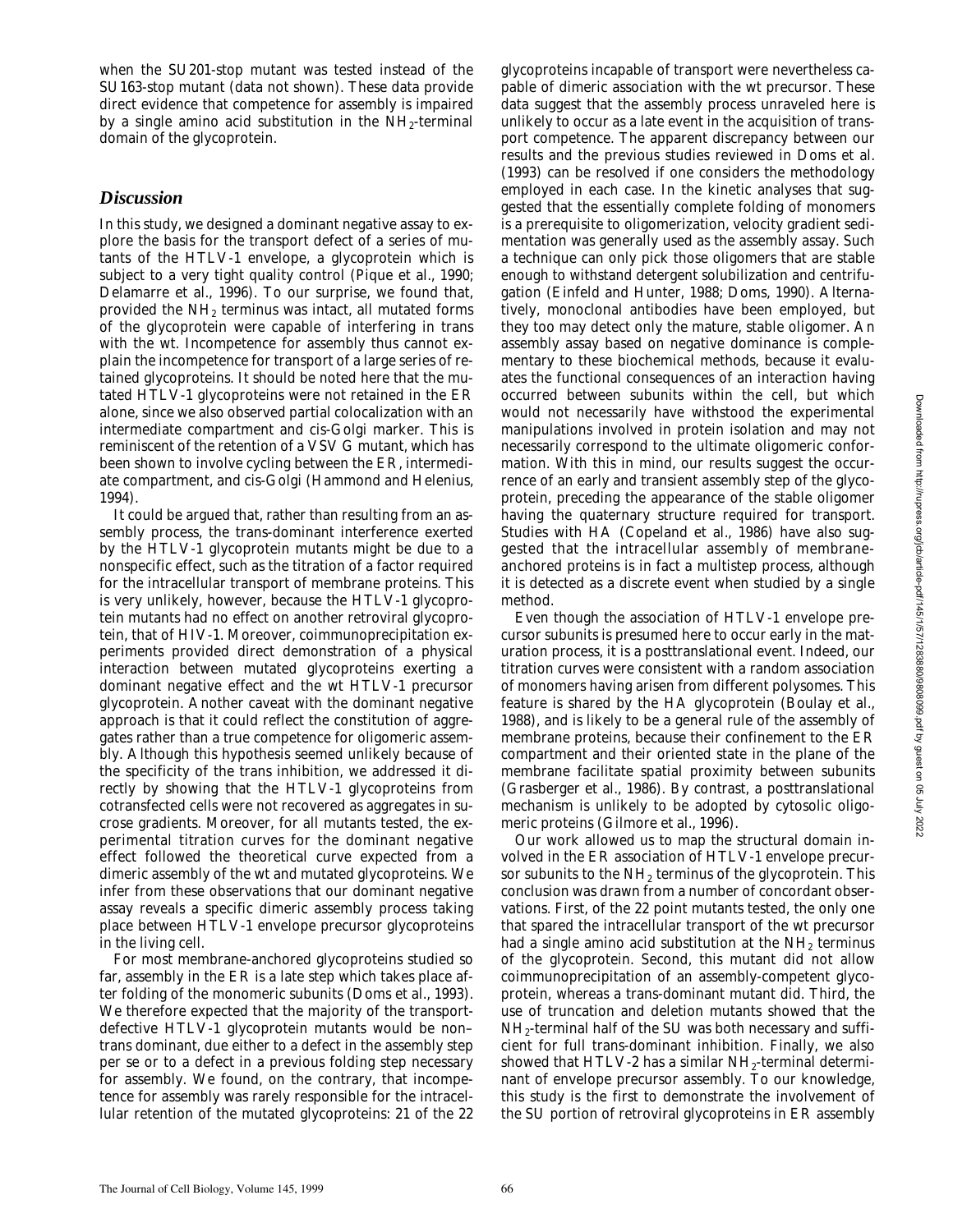when the SU201-stop mutant was tested instead of the SU163-stop mutant (data not shown). These data provide direct evidence that competence for assembly is impaired by a single amino acid substitution in the $NH_2$-terminal domain of the glycoprotein.

## *Discussion*

In this study, we designed a dominant negative assay to explore the basis for the transport defect of a series of mutants of the HTLV-1 envelope, a glycoprotein which is subject to a very tight quality control (Pique et al., 1990; Delamarre et al., 1996). To our surprise, we found that, provided the $NH_2$ terminus was intact, all mutated forms of the glycoprotein were capable of interfering in trans with the wt. Incompetence for assembly thus cannot explain the incompetence for transport of a large series of retained glycoproteins. It should be noted here that the mutated HTLV-1 glycoproteins were not retained in the ER alone, since we also observed partial colocalization with an intermediate compartment and cis-Golgi marker. This is reminiscent of the retention of a VSV G mutant, which has been shown to involve cycling between the ER, intermediate compartment, and cis-Golgi (Hammond and Helenius, 1994).

It could be argued that, rather than resulting from an assembly process, the trans-dominant interference exerted by the HTLV-1 glycoprotein mutants might be due to a nonspecific effect, such as the titration of a factor required for the intracellular transport of membrane proteins. This is very unlikely, however, because the HTLV-1 glycoprotein mutants had no effect on another retroviral glycoprotein, that of HIV-1. Moreover, coimmunoprecipitation experiments provided direct demonstration of a physical interaction between mutated glycoproteins exerting a dominant negative effect and the wt HTLV-1 precursor glycoprotein. Another caveat with the dominant negative approach is that it could reflect the constitution of aggregates rather than a true competence for oligomeric assembly. Although this hypothesis seemed unlikely because of the specificity of the trans inhibition, we addressed it directly by showing that the HTLV-1 glycoproteins from cotransfected cells were not recovered as aggregates in sucrose gradients. Moreover, for all mutants tested, the experimental titration curves for the dominant negative effect followed the theoretical curve expected from a dimeric assembly of the wt and mutated glycoproteins. We infer from these observations that our dominant negative assay reveals a specific dimeric assembly process taking place between HTLV-1 envelope precursor glycoproteins in the living cell.

For most membrane-anchored glycoproteins studied so far, assembly in the ER is a late step which takes place after folding of the monomeric subunits (Doms et al., 1993). We therefore expected that the majority of the transport-defective HTLV-1 glycoprotein mutants would be non-trans dominant, due either to a defect in the assembly step per se or to a defect in a previous folding step necessary for assembly. We found, on the contrary, that incompetence for assembly was rarely responsible for the intracellular retention of the mutated glycoproteins: 21 of the 22 glycoproteins incapable of transport were nevertheless capable of dimeric association with the wt precursor. These data suggest that the assembly process unraveled here is unlikely to occur as a late event in the acquisition of transport competence. The apparent discrepancy between our results and the previous studies reviewed in Doms et al. (1993) can be resolved if one considers the methodology employed in each case. In the kinetic analyses that suggested that the essentially complete folding of monomers is a prerequisite to oligomerization, velocity gradient sedimentation was generally used as the assembly assay. Such a technique can only pick those oligomers that are stable enough to withstand detergent solubilization and centrifugation (Einfeld and Hunter, 1988; Doms, 1990). Alternatively, monoclonal antibodies have been employed, but they too may detect only the mature, stable oligomer. An assembly assay based on negative dominance is complementary to these biochemical methods, because it evaluates the functional consequences of an interaction having occurred between subunits within the cell, but which would not necessarily have withstood the experimental manipulations involved in protein isolation and may not necessarily correspond to the ultimate oligomeric conformation. With this in mind, our results suggest the occurrence of an early and transient assembly step of the glycoprotein, preceding the appearance of the stable oligomer having the quaternary structure required for transport. Studies with HA (Copeland et al., 1986) have also suggested that the intracellular assembly of membrane-anchored proteins is in fact a multistep process, although it is detected as a discrete event when studied by a single method.

Even though the association of HTLV-1 envelope precursor subunits is presumed here to occur early in the maturation process, it is a posttranslational event. Indeed, our titration curves were consistent with a random association of monomers having arisen from different polysomes. This feature is shared by the HA glycoprotein (Boulay et al., 1988), and is likely to be a general rule of the assembly of membrane proteins, because their confinement to the ER compartment and their oriented state in the plane of the membrane facilitate spatial proximity between subunits (Grasberger et al., 1986). By contrast, a posttranslational mechanism is unlikely to be adopted by cytosolic oligomeric proteins (Gilmore et al., 1996).

Our work allowed us to map the structural domain involved in the ER association of HTLV-1 envelope precursor subunits to the $NH_2$ terminus of the glycoprotein. This conclusion was drawn from a number of concordant observations. First, of the 22 point mutants tested, the only one that spared the intracellular transport of the wt precursor had a single amino acid substitution at the $NH_2$ terminus of the glycoprotein. Second, this mutant did not allow coimmunoprecipitation of an assembly-competent glycoprotein, whereas a trans-dominant mutant did. Third, the use of truncation and deletion mutants showed that the $NH_2$-terminal half of the SU was both necessary and sufficient for full trans-dominant inhibition. Finally, we also showed that HTLV-2 has a similar $NH_2$-terminal determinant of envelope precursor assembly. To our knowledge, this study is the first to demonstrate the involvement of the SU portion of retroviral glycoproteins in ER assembly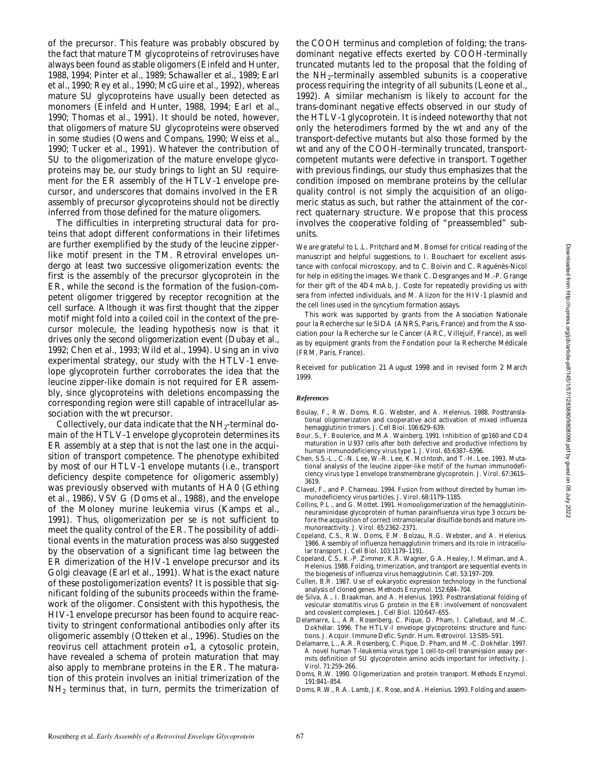of the precursor. This feature was probably obscured by the fact that mature TM glycoproteins of retroviruses have always been found as stable oligomers (Einfeld and Hunter, 1988, 1994; Pinter et al., 1989; Schawaller et al., 1989; Earl et al., 1990; Rey et al., 1990; McGuire et al., 1992), whereas mature SU glycoproteins have usually been detected as monomers (Einfeld and Hunter, 1988, 1994; Earl et al., 1990; Thomas et al., 1991). It should be noted, however, that oligomers of mature SU glycoproteins were observed in some studies (Owens and Compans, 1990; Weiss et al., 1990; Tucker et al., 1991). Whatever the contribution of SU to the oligomerization of the mature envelope glycoproteins may be, our study brings to light an SU requirement for the ER assembly of the HTLV-1 envelope precursor, and underscores that domains involved in the ER assembly of precursor glycoproteins should not be directly inferred from those defined for the mature oligomers.

The difficulties in interpreting structural data for proteins that adopt different conformations in their lifetimes are further exemplified by the study of the leucine zipper-like motif present in the TM. Retroviral envelopes undergo at least two successive oligomerization events: the first is the assembly of the precursor glycoprotein in the ER, while the second is the formation of the fusion-competent oligomer triggered by receptor recognition at the cell surface. Although it was first thought that the zipper motif might fold into a coiled coil in the context of the precursor molecule, the leading hypothesis now is that it drives only the second oligomerization event (Dubay et al., 1992; Chen et al., 1993; Wild et al., 1994). Using an in vivo experimental strategy, our study with the HTLV-1 envelope glycoprotein further corroborates the idea that the leucine zipper-like domain is not required for ER assembly, since glycoproteins with deletions encompassing the corresponding region were still capable of intracellular association with the wt precursor.

Collectively, our data indicate that the $NH_2$-terminal domain of the HTLV-1 envelope glycoprotein determines its ER assembly at a step that is not the last one in the acquisition of transport competence. The phenotype exhibited by most of our HTLV-1 envelope mutants (i.e., transport deficiency despite competence for oligomeric assembly) was previously observed with mutants of HA0 (Gething et al., 1986), VSV G (Doms et al., 1988), and the envelope of the Moloney murine leukemia virus (Kamps et al., 1991). Thus, oligomerization per se is not sufficient to meet the quality control of the ER. The possibility of additional events in the maturation process was also suggested by the observation of a significant time lag between the ER dimerization of the HIV-1 envelope precursor and its Golgi cleavage (Earl et al., 1991). What is the exact nature of these postoligomerization events? It is possible that significant folding of the subunits proceeds within the framework of the oligomer. Consistent with this hypothesis, the HIV-1 envelope precursor has been found to acquire reactivity to stringent conformational antibodies only after its oligomeric assembly (Otteken et al., 1996). Studies on the reovirus cell attachment protein σ1, a cytosolic protein, have revealed a schema of protein maturation that may also apply to membrane proteins in the ER. The maturation of this protein involves an initial trimerization of the $NH_2$ terminus that, in turn, permits the trimerization of the COOH terminus and completion of folding; the trans-dominant negative effects exerted by COOH-terminally truncated mutants led to the proposal that the folding of the $NH_2$-terminally assembled subunits is a cooperative process requiring the integrity of all subunits (Leone et al., 1992). A similar mechanism is likely to account for the trans-dominant negative effects observed in our study of the HTLV-1 glycoprotein. It is indeed noteworthy that not only the heterodimers formed by the wt and any of the transport-defective mutants but also those formed by the wt and any of the COOH-terminally truncated, transport-competent mutants were defective in transport. Together with previous findings, our study thus emphasizes that the condition imposed on membrane proteins by the cellular quality control is not simply the acquisition of an oligomeric status as such, but rather the attainment of the correct quaternary structure. We propose that this process involves the cooperative folding of "preassembled" subunits.

We are grateful to L.L. Pritchard and M. Bomsel for critical reading of the manuscript and helpful suggestions, to I. Bouchaert for excellent assistance with confocal microscopy, and to C. Boivin and C. Raguénès-Nicol for help in editing the images. We thank C. Desgranges and M.-P. Grange for their gift of the 4D4 mAb, J. Coste for repeatedly providing us with sera from infected individuals, and M. Alizon for the HIV-1 plasmid and the cell lines used in the syncytium formation assays.

This work was supported by grants from the Association Nationale pour la Recherche sur le SIDA (ANRS, Paris, France) and from the Association pour la Recherche sur le Cancer (ARC, Villejuif, France), as well as by equipment grants from the Fondation pour la Recherche Médicale (FRM, Paris, France).

Received for publication 21 August 1998 and in revised form 2 March 1999.

## References

Boulay, F., R.W. Doms, R.G. Webster, and A. Helenius. 1988. Posttranslational oligomerization and cooperative acid activation of mixed influenza hemagglutinin trimers. *J. Cell Biol.* 106:629–639.

Bour, S., F. Boulerice, and M.A. Wainberg. 1991. Inhibition of gp160 and CD4 maturation in U937 cells after both defective and productive infections by human immunodeficiency virus type 1. *J. Virol.* 65:6387–6396.

Chen, S.S.-L., C.-N. Lee, W.-R. Lee, K. McIntosh, and T.-H. Lee. 1993. Mutational analysis of the leucine zipper-like motif of the human immunodeficiency virus type 1 envelope transmembrane glycoprotein. *J. Virol.* 67:3615–3619.

Clavel, F., and P. Charneau. 1994. Fusion from without directed by human immunodeficiency virus particles. *J. Virol.* 68:1179–1185.

Collins, P.L., and G. Mottet. 1991. Homooligomerization of the hemagglutinin-neuraminidase glycoprotein of human parainfluenza virus type 3 occurs before the acquisition of correct intramolecular disulfide bonds and mature immunoreactivity. *J. Virol.* 65:2362–2371.

Copeland, C.S., R.W. Doms, E.M. Bolzau, R.G. Webster, and A. Helenius. 1986. Assembly of influenza hemagglutinin trimers and its role in intracellular transport. *J. Cell Biol.* 103:1179–1191.

Copeland, C.S., K.-P. Zimmer, K.R. Wagner, G.A. Healey, I. Mellman, and A. Helenius. 1988. Folding, trimerization, and transport are sequential events in the biogenesis of influenza virus hemagglutinin. *Cell.* 53:197–209.

Cullen, B.R. 1987. Use of eukaryotic expression technology in the functional analysis of cloned genes. *Methods Enzymol.* 152:684–704.

de Silva, A., I. Braakman, and A. Helenius. 1993. Posttranslational folding of vesicular stomatitis virus G protein in the ER: involvement of noncovalent and covalent complexes. *J. Cell Biol.* 120:647–655.

Delamarre, L., A.R. Rosenberg, C. Pique, D. Pham, I. Callebaut, and M.-C. Dokhélar. 1996. The HTLV-I envelope glycoproteins: structure and functions. *J. Acquir. Immune Defic. Syndr. Hum. Retrovirol.* 13:S85–S91.

Delamarre, L., A.R. Rosenberg, C. Pique, D. Pham, and M.-C. Dokhélar. 1997. A novel human T-leukemia virus type 1 cell-to-cell transmission assay permits definition of SU glycoprotein amino acids important for infectivity. *J. Virol.* 71:259–266.

Doms, R.W. 1990. Oligomerization and protein transport. *Methods Enzymol.* 191:841–854.

Doms, R.W., R.A. Lamb, J.K. Rose, and A. Helenius. 1993. Folding and assem-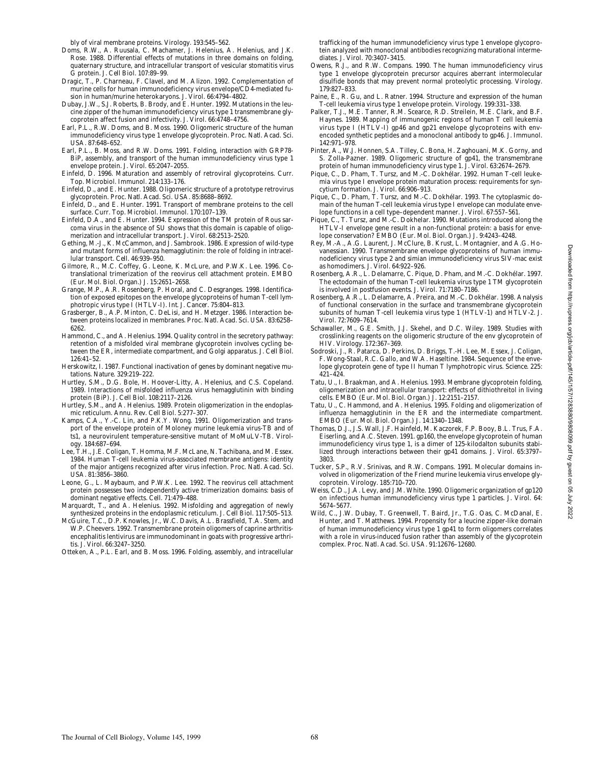bly of viral membrane proteins. Virology. 193:545–562.

Doms, R.W., A. Ruusala, C. Machamer, J. Helenius, A. Helenius, and J.K. Rose. 1988. Differential effects of mutations in three domains on folding, quaternary structure, and intracellular transport of vesicular stomatitis virus G protein. J. Cell Biol. 107:89–99.

Dragic, T., P. Charneau, F. Clavel, and M. Alizon. 1992. Complementation of murine cells for human immunodeficiency virus envelope/CD4-mediated fusion in human/murine heterokaryons. J. Virol. 66:4794–4802.

Dubay, J.W., S.J. Roberts, B. Brody, and E. Hunter. 1992. Mutations in the leucine zipper of the human immunodeficiency virus type 1 transmembrane glycoprotein affect fusion and infectivity. J. Virol. 66:4748–4756.

Earl, P.L., R.W. Doms, and B. Moss. 1990. Oligomeric structure of the human immunodeficiency virus type 1 envelope glycoprotein. Proc. Natl. Acad. Sci. USA. 87:648–652.

Earl, P.L., B. Moss, and R.W. Doms. 1991. Folding, interaction with GRP78-BiP, assembly, and transport of the human immunodeficiency virus type 1 envelope protein. J. Virol. 65:2047–2055.

Einfeld, D. 1996. Maturation and assembly of retroviral glycoproteins. Curr. Top. Microbiol. Immunol. 214:133–176.

Einfeld, D., and E. Hunter. 1988. Oligomeric structure of a prototype retrovirus glycoprotein. Proc. Natl. Acad. Sci. USA. 85:8688–8692.

Einfeld, D., and E. Hunter. 1991. Transport of membrane proteins to the cell surface. Curr. Top. Microbiol. Immunol. 170:107–139.

Einfeld, D.A., and E. Hunter. 1994. Expression of the TM protein of Rous sarcoma virus in the absence of SU shows that this domain is capable of oligomerization and intracellular transport. J. Virol. 68:2513–2520.

Gething, M.-J., K. McCammon, and J. Sambrook. 1986. Expression of wild-type and mutant forms of influenza hemagglutinin: the role of folding in intracellular transport. Cell. 46:939–950.

Gilmore, R., M.C. Coffey, G. Leone, K. McLure, and P.W.K. Lee. 1996. Cotranslational trimerization of the reovirus cell attachment protein. EMBO (Eur. Mol. Biol. Organ.) J. 15:2651–2658.

Grange, M.P., A.R. Rosenberg, P. Horal, and C. Desgranges. 1998. Identification of exposed epitopes on the envelope glycoproteins of human T-cell lymphotropic virus type I (HTLV-I). Int. J. Cancer. 75:804–813.

Grasberger, B., A.P. Minton, C. DeLisi, and H. Metzger. 1986. Interaction between proteins localized in membranes. Proc. Natl. Acad. Sci. USA. 83:6258–6262.

Hammond, C., and A. Helenius. 1994. Quality control in the secretory pathway: retention of a misfolded viral membrane glycoprotein involves cycling between the ER, intermediate compartment, and Golgi apparatus. J. Cell Biol. 126:41–52.

Herskowitz, I. 1987. Functional inactivation of genes by dominant negative mutations. Nature. 329:219–222.

Hurtley, S.M., D.G. Bole, H. Hoover-Litty, A. Helenius, and C.S. Copeland. 1989. Interactions of misfolded influenza virus hemagglutinin with binding protein (BiP). J. Cell Biol. 108:2117–2126.

Hurtley, S.M., and A. Helenius. 1989. Protein oligomerization in the endoplasmic reticulum. Annu. Rev. Cell Biol. 5:277–307.

Kamps, C.A., Y.-C. Lin, and P.K.Y. Wong. 1991. Oligomerization and transport of the envelope protein of Moloney murine leukemia virus-TB and of ts1, a neurovirulent temperature-sensitive mutant of MoMuLV-TB. Virology. 184:687–694.

Lee, T.H., J.E. Coligan, T. Homma, M.F. McLane, N. Tachibana, and M. Essex. 1984. Human T-cell leukemia virus-associated membrane antigens: identity of the major antigens recognized after virus infection. Proc. Natl. Acad. Sci. USA. 81:3856–3860.

Leone, G., L. Maybaum, and P.W.K. Lee. 1992. The reovirus cell attachment protein possesses two independently active trimerization domains: basis of dominant negative effects. Cell. 71:479–488.

Marquardt, T., and A. Helenius. 1992. Misfolding and aggregation of newly synthesized proteins in the endoplasmic reticulum. J. Cell Biol. 117:505–513.

McGuire, T.C., D.P. Knowles, Jr., W.C. Davis, A.L. Brassfield, T.A. Stem, and W.P. Cheevers. 1992. Transmembrane protein oligomers of caprine arthritis-encephalitis lentivirus are immunodominant in goats with progressive arthritis. J. Virol. 66:3247–3250.

Otteken, A., P.L. Earl, and B. Moss. 1996. Folding, assembly, and intracellular trafficking of the human immunodeficiency virus type 1 envelope glycoprotein analyzed with monoclonal antibodies recognizing maturational intermediates. J. Virol. 70:3407–3415.

Owens, R.J., and R.W. Compans. 1990. The human immunodeficiency virus type 1 envelope glycoprotein precursor acquires aberrant intermolecular disulfide bonds that may prevent normal proteolytic processing. Virology. 179:827–833.

Paine, E., R. Gu, and L. Ratner. 1994. Structure and expression of the human T-cell leukemia virus type 1 envelope protein. Virology. 199:331–338.

Palker, T.J., M.E. Tanner, R.M. Scearce, R.D. Streilein, M.E. Clark, and B.F. Haynes. 1989. Mapping of immunogenic regions of human T cell leukemia virus type I (HTLV-I) gp46 and gp21 envelope glycoproteins with env-encoded synthetic peptides and a monoclonal antibody to gp46. J. Immunol. 142:971–978.

Pinter, A., W.J. Honnen, S.A. Tilley, C. Bona, H. Zaghouani, M.K. Gorny, and S. Zolla-Pazner. 1989. Oligomeric structure of gp41, the transmembrane protein of human immunodeficiency virus type 1. J. Virol. 63:2674–2679.

Pique, C., D. Pham, T. Tursz, and M.-C. Dokhélar. 1992. Human T-cell leukemia virus type I envelope protein maturation process: requirements for syncytium formation. J. Virol. 66:906–913.

Pique, C., D. Pham, T. Tursz, and M.-C. Dokhélar. 1993. The cytoplasmic domain of the human T-cell leukemia virus type I envelope can modulate envelope functions in a cell type–dependent manner. J. Virol. 67:557–561.

Pique, C., T. Tursz, and M.-C. Dokhelar. 1990. Mutations introduced along the HTLV-I envelope gene result in a non-functional protein: a basis for envelope conservation? EMBO (Eur. Mol. Biol. Organ.) J. 9:4243–4248.

Rey, M.-A., A.G. Laurent, J. McClure, B. Krust, L. Montagnier, and A.G. Hovanessian. 1990. Transmembrane envelope glycoproteins of human immunodeficiency virus type 2 and simian immunodeficiency virus SIV-mac exist as homodimers. J. Virol. 64:922–926.

Rosenberg, A.R., L. Delamarre, C. Pique, D. Pham, and M.-C. Dokhélar. 1997. The ectodomain of the human T-cell leukemia virus type 1 TM glycoprotein is involved in postfusion events. J. Virol. 71:7180–7186.

Rosenberg, A.R., L. Delamarre, A. Preira, and M.-C. Dokhélar. 1998. Analysis of functional conservation in the surface and transmembrane glycoprotein subunits of human T-cell leukemia virus type 1 (HTLV-1) and HTLV-2. J. Virol. 72:7609–7614.

Schawaller, M., G.E. Smith, J.J. Skehel, and D.C. Wiley. 1989. Studies with crosslinking reagents on the oligomeric structure of the env glycoprotein of HIV. Virology. 172:367–369.

Sodroski, J., R. Patarca, D. Perkins, D. Briggs, T.-H. Lee, M. Essex, J. Coligan, F. Wong-Staal, R.C. Gallo, and W.A. Haseltine. 1984. Sequence of the envelope glycoprotein gene of type II human T lymphotropic virus. Science. 225: 421–424.

Tatu, U., I. Braakman, and A. Helenius. 1993. Membrane glycoprotein folding, oligomerization and intracellular transport: effects of dithiothreitol in living cells. EMBO (Eur. Mol. Biol. Organ.) J. 12:2151–2157.

Tatu, U., C. Hammond, and A. Helenius. 1995. Folding and oligomerization of influenza hemagglutinin in the ER and the intermediate compartment. EMBO (Eur. Mol. Biol. Organ.) J. 14:1340–1348.

Thomas, D.J., J.S. Wall, J.F. Hainfeld, M. Kaczorek, F.P. Booy, B.L. Trus, F.A. Eiserling, and A.C. Steven. 1991. gp160, the envelope glycoprotein of human immunodeficiency virus type 1, is a dimer of 125-kilodalton subunits stabilized through interactions between their gp41 domains. J. Virol. 65:3797–3803.

Tucker, S.P., R.V. Srinivas, and R.W. Compans. 1991. Molecular domains involved in oligomerization of the Friend murine leukemia virus envelope glycoprotein. Virology. 185:710–720.

Weiss, C.D., J.A. Levy, and J.M. White. 1990. Oligomeric organization of gp120 on infectious human immunodeficiency virus type 1 particles. J. Virol. 64: 5674–5677.

Wild, C., J.W. Dubay, T. Greenwell, T. Baird, Jr., T.G. Oas, C. McDanal, E. Hunter, and T. Matthews. 1994. Propensity for a leucine zipper-like domain of human immunodeficiency virus type 1 gp41 to form oligomers correlates with a role in virus-induced fusion rather than assembly of the glycoprotein complex. Proc. Natl. Acad. Sci. USA. 91:12676–12680.